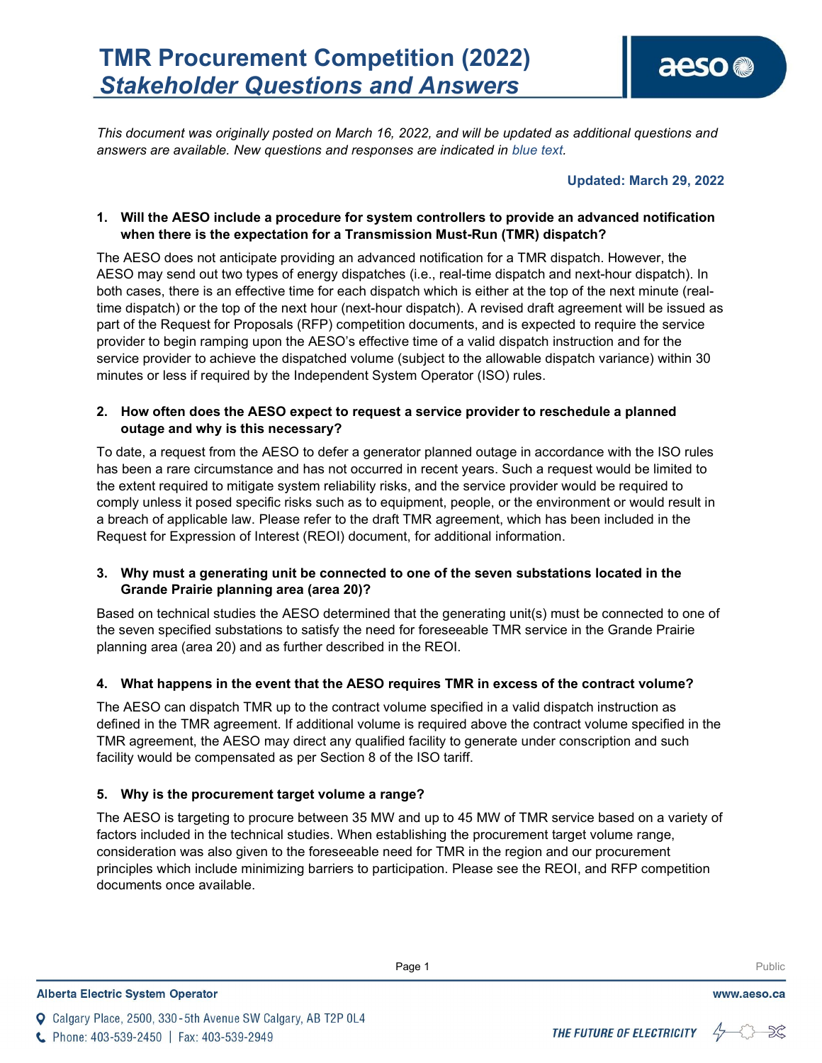# TMR Procurement Competition (2022)
## *Stakeholder Questions and Answers*

*This document was originally posted on March 16, 2022, and will be updated as additional questions and answers are available. New questions and responses are indicated in blue text.*

**Updated: March 29, 2022**

**1. Will the AESO include a procedure for system controllers to provide an advanced notification when there is the expectation for a Transmission Must-Run (TMR) dispatch?**

The AESO does not anticipate providing an advanced notification for a TMR dispatch. However, the AESO may send out two types of energy dispatches (i.e., real-time dispatch and next-hour dispatch). In both cases, there is an effective time for each dispatch which is either at the top of the next minute (real-time dispatch) or the top of the next hour (next-hour dispatch). A revised draft agreement will be issued as part of the Request for Proposals (RFP) competition documents, and is expected to require the service provider to begin ramping upon the AESO's effective time of a valid dispatch instruction and for the service provider to achieve the dispatched volume (subject to the allowable dispatch variance) within 30 minutes or less if required by the Independent System Operator (ISO) rules.

**2. How often does the AESO expect to request a service provider to reschedule a planned outage and why is this necessary?**

To date, a request from the AESO to defer a generator planned outage in accordance with the ISO rules has been a rare circumstance and has not occurred in recent years. Such a request would be limited to the extent required to mitigate system reliability risks, and the service provider would be required to comply unless it posed specific risks such as to equipment, people, or the environment or would result in a breach of applicable law. Please refer to the draft TMR agreement, which has been included in the Request for Expression of Interest (REOI) document, for additional information.

**3. Why must a generating unit be connected to one of the seven substations located in the Grande Prairie planning area (area 20)?**

Based on technical studies the AESO determined that the generating unit(s) must be connected to one of the seven specified substations to satisfy the need for foreseeable TMR service in the Grande Prairie planning area (area 20) and as further described in the REOI.

**4. What happens in the event that the AESO requires TMR in excess of the contract volume?**

The AESO can dispatch TMR up to the contract volume specified in a valid dispatch instruction as defined in the TMR agreement. If additional volume is required above the contract volume specified in the TMR agreement, the AESO may direct any qualified facility to generate under conscription and such facility would be compensated as per Section 8 of the ISO tariff.

**5. Why is the procurement target volume a range?**

The AESO is targeting to procure between 35 MW and up to 45 MW of TMR service based on a variety of factors included in the technical studies. When establishing the procurement target volume range, consideration was also given to the foreseeable need for TMR in the region and our procurement principles which include minimizing barriers to participation. Please see the REOI, and RFP competition documents once available.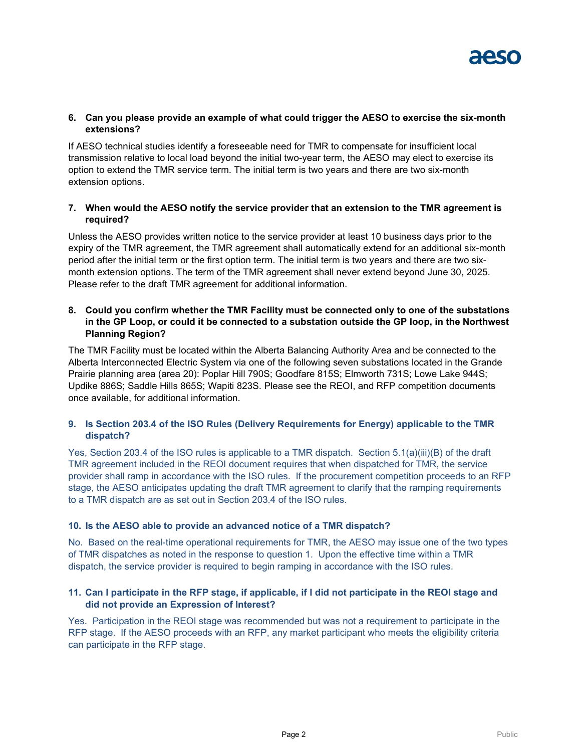6. **Can you please provide an example of what could trigger the AESO to exercise the six-month extensions?**

If AESO technical studies identify a foreseeable need for TMR to compensate for insufficient local transmission relative to local load beyond the initial two-year term, the AESO may elect to exercise its option to extend the TMR service term. The initial term is two years and there are two six-month extension options.

7. **When would the AESO notify the service provider that an extension to the TMR agreement is required?**

Unless the AESO provides written notice to the service provider at least 10 business days prior to the expiry of the TMR agreement, the TMR agreement shall automatically extend for an additional six-month period after the initial term or the first option term. The initial term is two years and there are two six-month extension options. The term of the TMR agreement shall never extend beyond June 30, 2025. Please refer to the draft TMR agreement for additional information.

8. **Could you confirm whether the TMR Facility must be connected only to one of the substations in the GP Loop, or could it be connected to a substation outside the GP loop, in the Northwest Planning Region?**

The TMR Facility must be located within the Alberta Balancing Authority Area and be connected to the Alberta Interconnected Electric System via one of the following seven substations located in the Grande Prairie planning area (area 20): Poplar Hill 790S; Goodfare 815S; Elmworth 731S; Lowe Lake 944S; Updike 886S; Saddle Hills 865S; Wapiti 823S. Please see the REOI, and RFP competition documents once available, for additional information.

9. **Is Section 203.4 of the ISO Rules (Delivery Requirements for Energy) applicable to the TMR dispatch?**

Yes, Section 203.4 of the ISO rules is applicable to a TMR dispatch. Section 5.1(a)(iii)(B) of the draft TMR agreement included in the REOI document requires that when dispatched for TMR, the service provider shall ramp in accordance with the ISO rules. If the procurement competition proceeds to an RFP stage, the AESO anticipates updating the draft TMR agreement to clarify that the ramping requirements to a TMR dispatch are as set out in Section 203.4 of the ISO rules.

10. **Is the AESO able to provide an advanced notice of a TMR dispatch?**

No. Based on the real-time operational requirements for TMR, the AESO may issue one of the two types of TMR dispatches as noted in the response to question 1. Upon the effective time within a TMR dispatch, the service provider is required to begin ramping in accordance with the ISO rules.

11. **Can I participate in the RFP stage, if applicable, if I did not participate in the REOI stage and did not provide an Expression of Interest?**

Yes. Participation in the REOI stage was recommended but was not a requirement to participate in the RFP stage. If the AESO proceeds with an RFP, any market participant who meets the eligibility criteria can participate in the RFP stage.